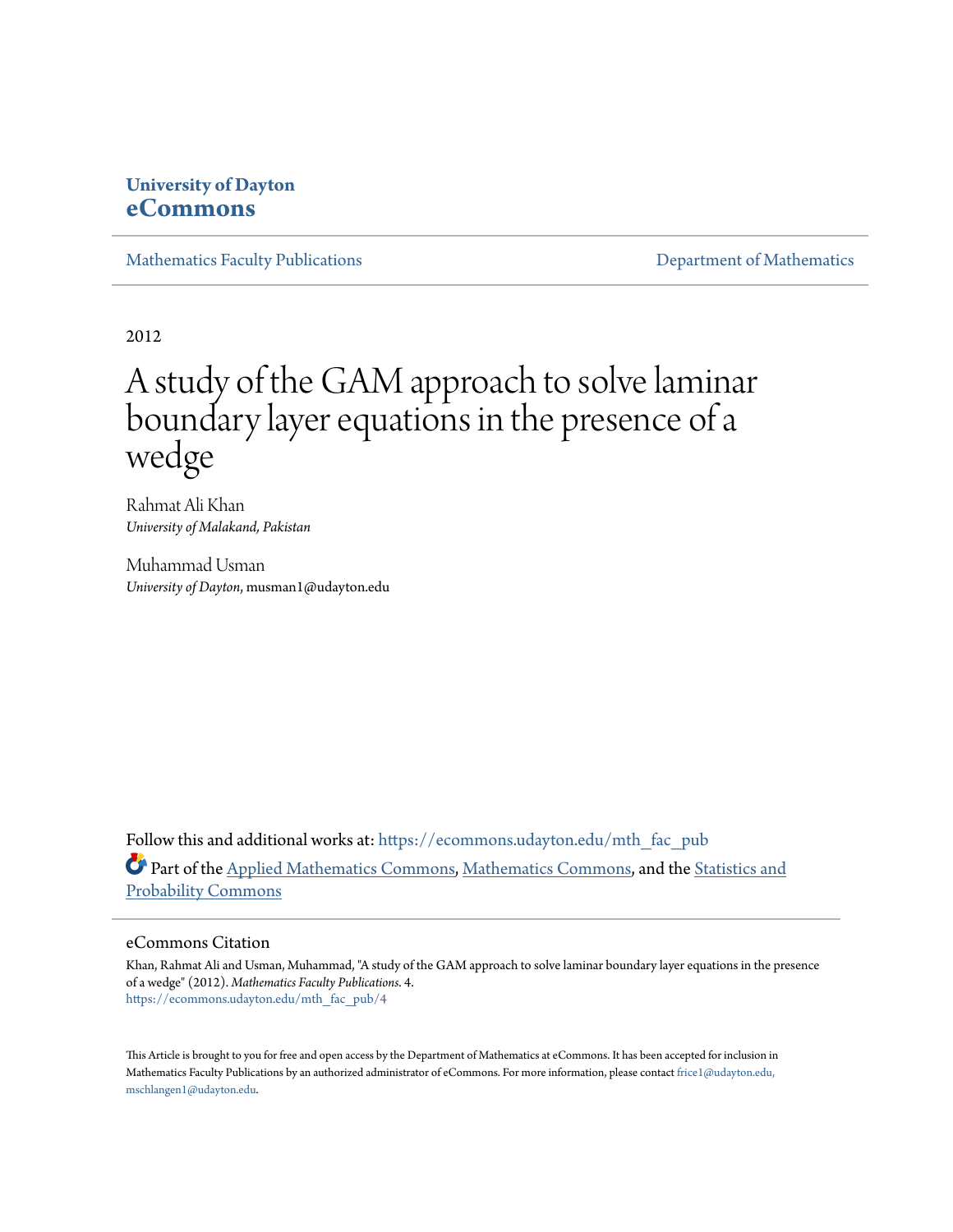**University of Dayton**
**eCommons**

Mathematics Faculty Publications | Department of Mathematics

2012

# A study of the GAM approach to solve laminar boundary layer equations in the presence of a wedge

Rahmat Ali Khan
*University of Malakand, Pakistan*

Muhammad Usman
*University of Dayton*, musman1@udayton.edu

Follow this and additional works at: https://ecommons.udayton.edu/mth_fac_pub

Part of the Applied Mathematics Commons, Mathematics Commons, and the Statistics and Probability Commons

## eCommons Citation

Khan, Rahmat Ali and Usman, Muhammad, "A study of the GAM approach to solve laminar boundary layer equations in the presence of a wedge" (2012). *Mathematics Faculty Publications*. 4.
https://ecommons.udayton.edu/mth_fac_pub/4

This Article is brought to you for free and open access by the Department of Mathematics at eCommons. It has been accepted for inclusion in Mathematics Faculty Publications by an authorized administrator of eCommons. For more information, please contact frice1@udayton.edu, mschlangen1@udayton.edu.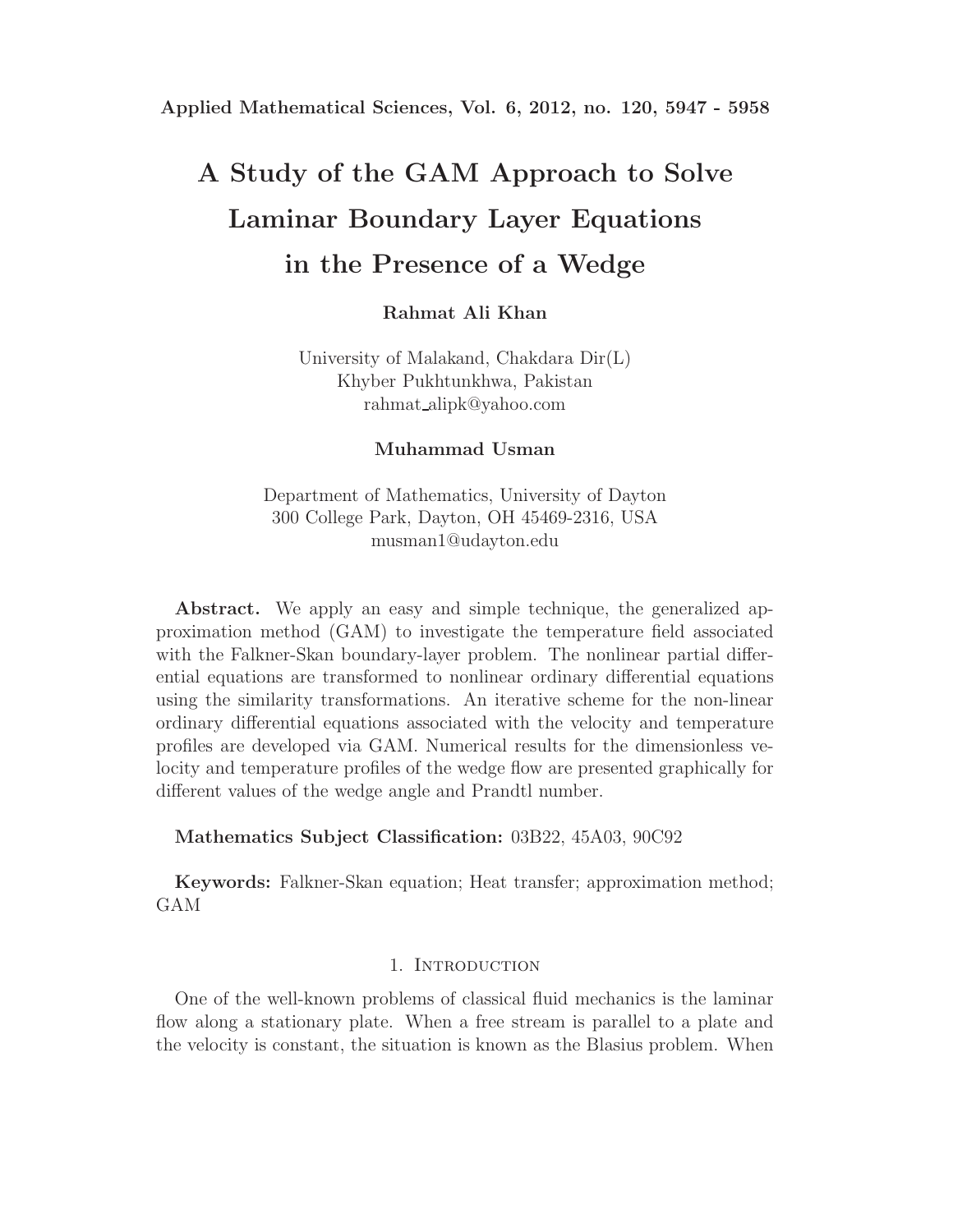# A Study of the GAM Approach to Solve Laminar Boundary Layer Equations in the Presence of a Wedge

**Rahmat Ali Khan**

University of Malakand, Chakdara Dir(L)
Khyber Pukhtunkhwa, Pakistan
rahmat_alipk@yahoo.com

**Muhammad Usman**

Department of Mathematics, University of Dayton
300 College Park, Dayton, OH 45469-2316, USA
musman1@udayton.edu

**Abstract.** We apply an easy and simple technique, the generalized approximation method (GAM) to investigate the temperature field associated with the Falkner-Skan boundary-layer problem. The nonlinear partial differential equations are transformed to nonlinear ordinary differential equations using the similarity transformations. An iterative scheme for the non-linear ordinary differential equations associated with the velocity and temperature profiles are developed via GAM. Numerical results for the dimensionless velocity and temperature profiles of the wedge flow are presented graphically for different values of the wedge angle and Prandtl number.

**Mathematics Subject Classification:** 03B22, 45A03, 90C92

**Keywords:** Falkner-Skan equation; Heat transfer; approximation method; GAM

## 1. Introduction

One of the well-known problems of classical fluid mechanics is the laminar flow along a stationary plate. When a free stream is parallel to a plate and the velocity is constant, the situation is known as the Blasius problem. When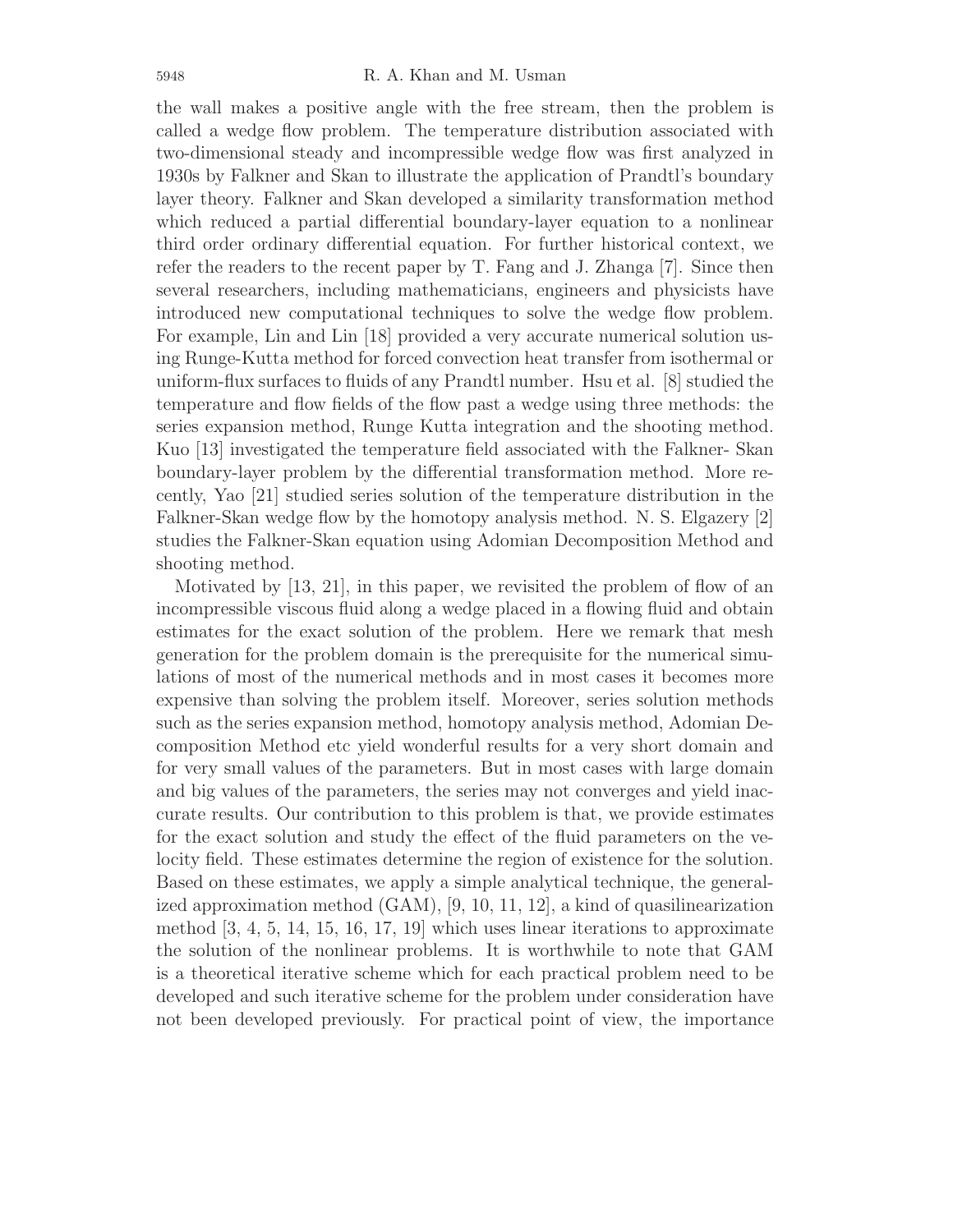the wall makes a positive angle with the free stream, then the problem is called a wedge flow problem. The temperature distribution associated with two-dimensional steady and incompressible wedge flow was first analyzed in 1930s by Falkner and Skan to illustrate the application of Prandtl's boundary layer theory. Falkner and Skan developed a similarity transformation method which reduced a partial differential boundary-layer equation to a nonlinear third order ordinary differential equation. For further historical context, we refer the readers to the recent paper by T. Fang and J. Zhanga [7]. Since then several researchers, including mathematicians, engineers and physicists have introduced new computational techniques to solve the wedge flow problem. For example, Lin and Lin [18] provided a very accurate numerical solution using Runge-Kutta method for forced convection heat transfer from isothermal or uniform-flux surfaces to fluids of any Prandtl number. Hsu et al. [8] studied the temperature and flow fields of the flow past a wedge using three methods: the series expansion method, Runge Kutta integration and the shooting method. Kuo [13] investigated the temperature field associated with the Falkner- Skan boundary-layer problem by the differential transformation method. More recently, Yao [21] studied series solution of the temperature distribution in the Falkner-Skan wedge flow by the homotopy analysis method. N. S. Elgazery [2] studies the Falkner-Skan equation using Adomian Decomposition Method and shooting method.

Motivated by [13, 21], in this paper, we revisited the problem of flow of an incompressible viscous fluid along a wedge placed in a flowing fluid and obtain estimates for the exact solution of the problem. Here we remark that mesh generation for the problem domain is the prerequisite for the numerical simulations of most of the numerical methods and in most cases it becomes more expensive than solving the problem itself. Moreover, series solution methods such as the series expansion method, homotopy analysis method, Adomian Decomposition Method etc yield wonderful results for a very short domain and for very small values of the parameters. But in most cases with large domain and big values of the parameters, the series may not converges and yield inaccurate results. Our contribution to this problem is that, we provide estimates for the exact solution and study the effect of the fluid parameters on the velocity field. These estimates determine the region of existence for the solution. Based on these estimates, we apply a simple analytical technique, the generalized approximation method (GAM), [9, 10, 11, 12], a kind of quasilinearization method [3, 4, 5, 14, 15, 16, 17, 19] which uses linear iterations to approximate the solution of the nonlinear problems. It is worthwhile to note that GAM is a theoretical iterative scheme which for each practical problem need to be developed and such iterative scheme for the problem under consideration have not been developed previously. For practical point of view, the importance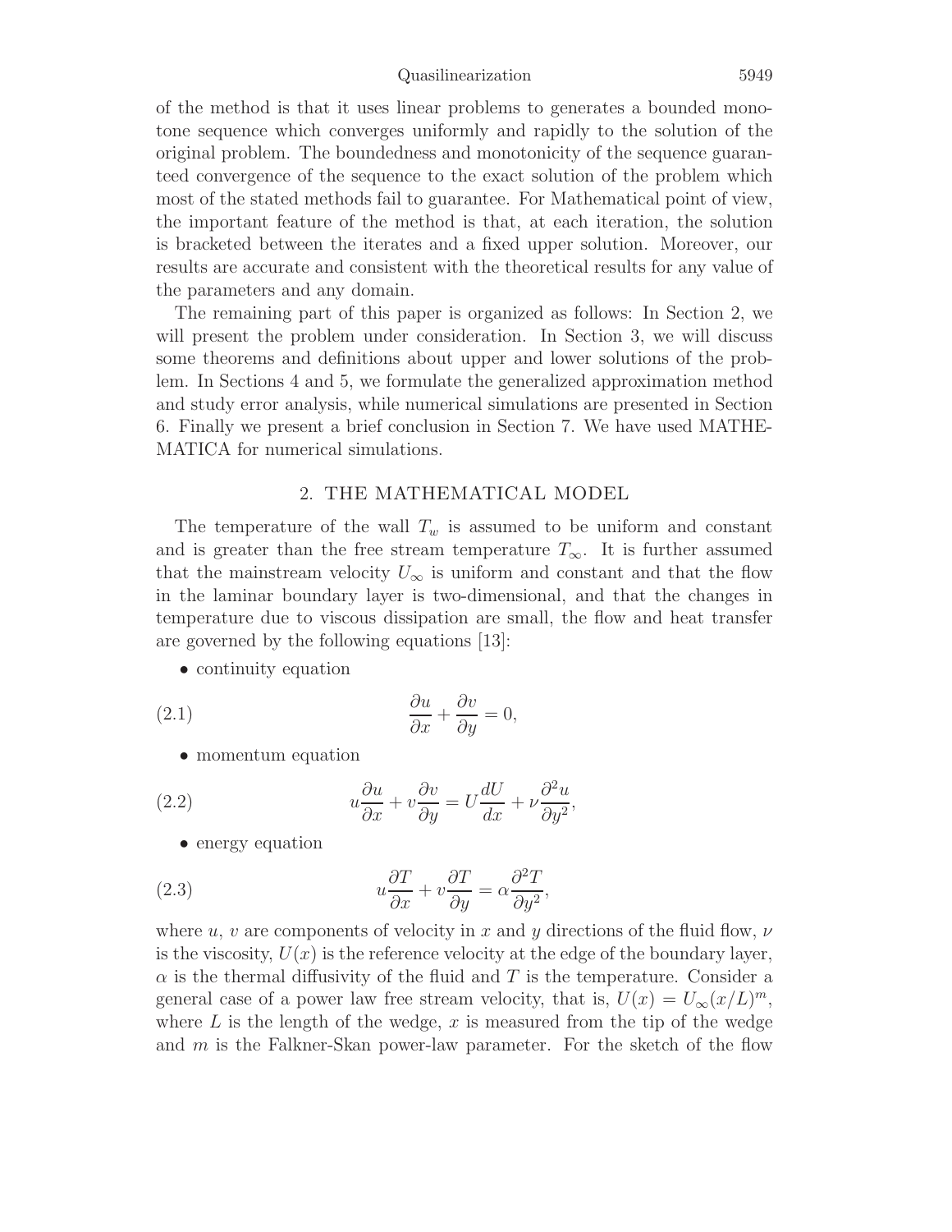of the method is that it uses linear problems to generates a bounded monotone sequence which converges uniformly and rapidly to the solution of the original problem. The boundedness and monotonicity of the sequence guaranteed convergence of the sequence to the exact solution of the problem which most of the stated methods fail to guarantee. For Mathematical point of view, the important feature of the method is that, at each iteration, the solution is bracketed between the iterates and a fixed upper solution. Moreover, our results are accurate and consistent with the theoretical results for any value of the parameters and any domain.

The remaining part of this paper is organized as follows: In Section 2, we will present the problem under consideration. In Section 3, we will discuss some theorems and definitions about upper and lower solutions of the problem. In Sections 4 and 5, we formulate the generalized approximation method and study error analysis, while numerical simulations are presented in Section 6. Finally we present a brief conclusion in Section 7. We have used MATHEMATICA for numerical simulations.

## 2. THE MATHEMATICAL MODEL

The temperature of the wall $T_w$ is assumed to be uniform and constant and is greater than the free stream temperature $T_\infty$. It is further assumed that the mainstream velocity $U_\infty$ is uniform and constant and that the flow in the laminar boundary layer is two-dimensional, and that the changes in temperature due to viscous dissipation are small, the flow and heat transfer are governed by the following equations [13]:

- continuity equation

$$\frac{\partial u}{\partial x} + \frac{\partial v}{\partial y} = 0, \tag{2.1}$$

- momentum equation

$$u\frac{\partial u}{\partial x} + v\frac{\partial v}{\partial y} = U\frac{dU}{dx} + \nu\frac{\partial^2 u}{\partial y^2}, \tag{2.2}$$

- energy equation

$$u\frac{\partial T}{\partial x} + v\frac{\partial T}{\partial y} = \alpha\frac{\partial^2 T}{\partial y^2}, \tag{2.3}$$

where $u$, $v$ are components of velocity in $x$ and $y$ directions of the fluid flow, $\nu$ is the viscosity, $U(x)$ is the reference velocity at the edge of the boundary layer, $\alpha$ is the thermal diffusivity of the fluid and $T$ is the temperature. Consider a general case of a power law free stream velocity, that is, $U(x) = U_\infty(x/L)^m$, where $L$ is the length of the wedge, $x$ is measured from the tip of the wedge and $m$ is the Falkner-Skan power-law parameter. For the sketch of the flow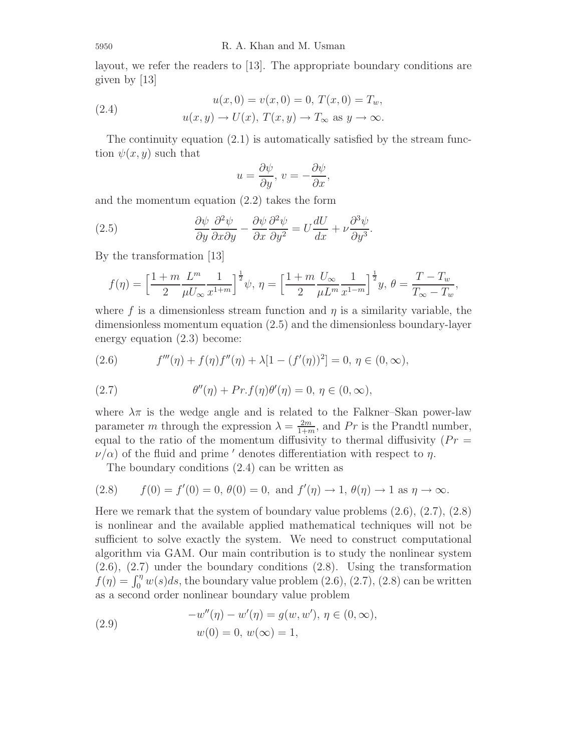layout, we refer the readers to [13]. The appropriate boundary conditions are given by [13]

$$
\begin{aligned}
&u(x,0) = v(x,0) = 0,\ T(x,0) = T_w, \\
&u(x,y) \to U(x),\ T(x,y) \to T_\infty \text{ as } y \to \infty.
\end{aligned} \tag{2.4}
$$

The continuity equation (2.1) is automatically satisfied by the stream function $\psi(x,y)$ such that

$$
u = \frac{\partial \psi}{\partial y},\ v = -\frac{\partial \psi}{\partial x},
$$

and the momentum equation (2.2) takes the form

$$
\frac{\partial \psi}{\partial y}\frac{\partial^2 \psi}{\partial x \partial y} - \frac{\partial \psi}{\partial x}\frac{\partial^2 \psi}{\partial y^2} = U\frac{dU}{dx} + \nu \frac{\partial^3 \psi}{\partial y^3}. \tag{2.5}
$$

By the transformation [13]

$$
f(\eta) = \Big[\frac{1+m}{2}\frac{L^m}{\mu U_\infty}\frac{1}{x^{1+m}}\Big]^{\frac{1}{2}}\psi,\ \eta = \Big[\frac{1+m}{2}\frac{U_\infty}{\mu L^m}\frac{1}{x^{1-m}}\Big]^{\frac{1}{2}} y,\ \theta = \frac{T - T_w}{T_\infty - T_w},
$$

where $f$ is a dimensionless stream function and $\eta$ is a similarity variable, the dimensionless momentum equation (2.5) and the dimensionless boundary-layer energy equation (2.3) become:

$$
f'''(\eta) + f(\eta)f''(\eta) + \lambda[1 - (f'(\eta))^2] = 0,\ \eta \in (0,\infty), \tag{2.6}
$$

$$
\theta''(\eta) + Pr.f(\eta)\theta'(\eta) = 0,\ \eta \in (0,\infty), \tag{2.7}
$$

where $\lambda\pi$ is the wedge angle and is related to the Falkner–Skan power-law parameter $m$ through the expression $\lambda = \frac{2m}{1+m}$, and $Pr$ is the Prandtl number, equal to the ratio of the momentum diffusivity to thermal diffusivity ($Pr = \nu/\alpha$) of the fluid and prime $'$ denotes differentiation with respect to $\eta$.

The boundary conditions (2.4) can be written as

$$
f(0) = f'(0) = 0,\ \theta(0) = 0,\ \text{and } f'(\eta) \to 1,\ \theta(\eta) \to 1 \text{ as } \eta \to \infty. \tag{2.8}
$$

Here we remark that the system of boundary value problems (2.6), (2.7), (2.8) is nonlinear and the available applied mathematical techniques will not be sufficient to solve exactly the system. We need to construct computational algorithm via GAM. Our main contribution is to study the nonlinear system (2.6), (2.7) under the boundary conditions (2.8). Using the transformation $f(\eta) = \int_0^\eta w(s)ds$, the boundary value problem (2.6), (2.7), (2.8) can be written as a second order nonlinear boundary value problem

$$
\begin{aligned}
&-w''(\eta) - w'(\eta) = g(w, w'),\ \eta \in (0,\infty), \\
&w(0) = 0,\ w(\infty) = 1,
\end{aligned} \tag{2.9}
$$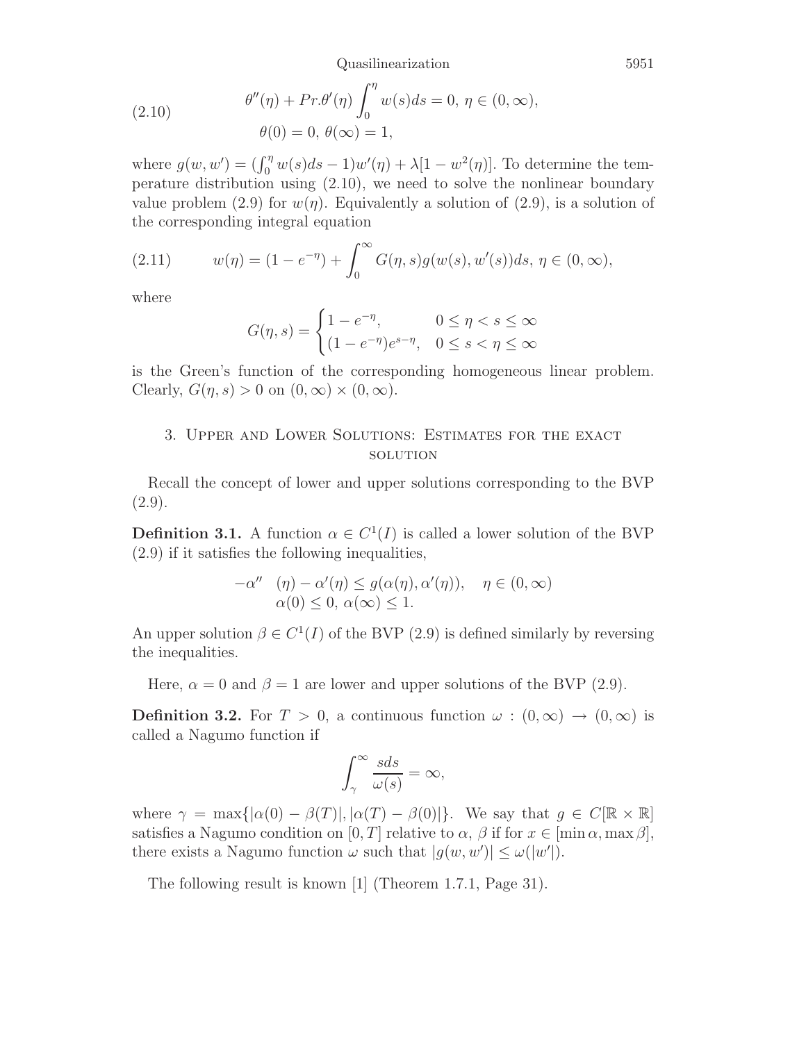$$
\theta''(\eta) + Pr.\theta'(\eta)\int_0^\eta w(s)ds = 0,\ \eta \in (0,\infty), \tag{2.10}
$$
$$
\theta(0) = 0,\ \theta(\infty) = 1,
$$

where $g(w, w') = (\int_0^\eta w(s)ds - 1)w'(\eta) + \lambda[1 - w^2(\eta)]$. To determine the temperature distribution using (2.10), we need to solve the nonlinear boundary value problem (2.9) for $w(\eta)$. Equivalently a solution of (2.9), is a solution of the corresponding integral equation

$$
w(\eta) = (1 - e^{-\eta}) + \int_0^\infty G(\eta, s)g(w(s), w'(s))ds,\ \eta \in (0,\infty), \tag{2.11}
$$

where

$$
G(\eta, s) = \begin{cases} 1 - e^{-\eta}, & 0 \le \eta < s \le \infty \\ (1 - e^{-\eta})e^{s-\eta}, & 0 \le s < \eta \le \infty \end{cases}
$$

is the Green's function of the corresponding homogeneous linear problem. Clearly, $G(\eta, s) > 0$ on $(0,\infty) \times (0,\infty)$.

## 3. Upper and Lower Solutions: Estimates for the exact solution

Recall the concept of lower and upper solutions corresponding to the BVP (2.9).

**Definition 3.1.** A function $\alpha \in C^1(I)$ is called a lower solution of the BVP (2.9) if it satisfies the following inequalities,

$$
\begin{aligned} -\alpha''(\eta) - \alpha'(\eta) &\le g(\alpha(\eta), \alpha'(\eta)), \quad \eta \in (0,\infty) \\ \alpha(0) \le 0,\ &\alpha(\infty) \le 1. \end{aligned}
$$

An upper solution $\beta \in C^1(I)$ of the BVP (2.9) is defined similarly by reversing the inequalities.

Here, $\alpha = 0$ and $\beta = 1$ are lower and upper solutions of the BVP (2.9).

**Definition 3.2.** For $T > 0$, a continuous function $\omega : (0,\infty) \to (0,\infty)$ is called a Nagumo function if

$$
\int_\gamma^\infty \frac{s ds}{\omega(s)} = \infty,
$$

where $\gamma = \max\{|\alpha(0) - \beta(T)|, |\alpha(T) - \beta(0)|\}$. We say that $g \in C[\mathbb{R} \times \mathbb{R}]$ satisfies a Nagumo condition on $[0, T]$ relative to $\alpha$, $\beta$ if for $x \in [\min \alpha, \max \beta]$, there exists a Nagumo function $\omega$ such that $|g(w, w')| \le \omega(|w'|)$.

The following result is known [1] (Theorem 1.7.1, Page 31).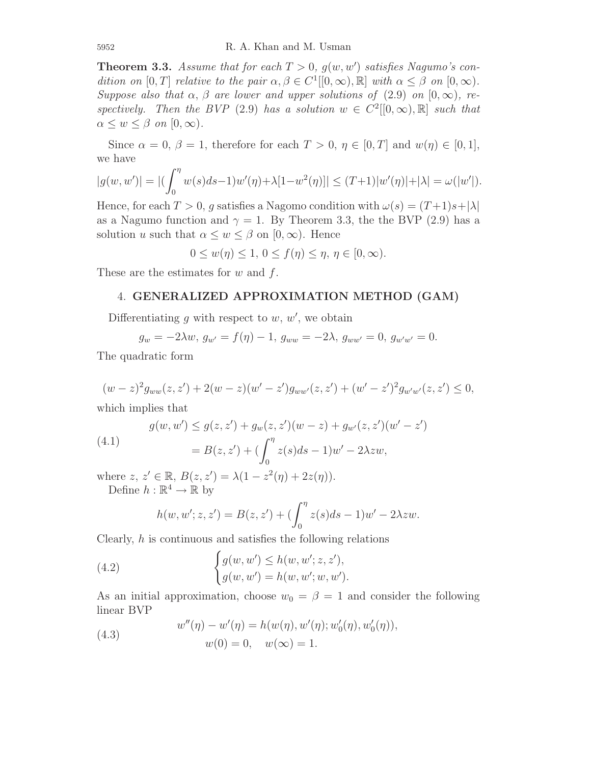**Theorem 3.3.** *Assume that for each $T > 0$, $g(w, w')$ satisfies Nagumo's condition on $[0, T]$ relative to the pair $\alpha, \beta \in C^1[[0, \infty), \mathbb{R}]$ with $\alpha \leq \beta$ on $[0, \infty)$. Suppose also that $\alpha$, $\beta$ are lower and upper solutions of (2.9) on $[0, \infty)$, respectively. Then the BVP (2.9) has a solution $w \in C^2[[0, \infty), \mathbb{R}]$ such that $\alpha \leq w \leq \beta$ on $[0, \infty)$.*

Since $\alpha = 0$, $\beta = 1$, therefore for each $T > 0$, $\eta \in [0, T]$ and $w(\eta) \in [0, 1]$, we have

$$|g(w, w')| = |(\int_0^\eta w(s)ds - 1)w'(\eta) + \lambda[1 - w^2(\eta)]| \leq (T+1)|w'(\eta)| + |\lambda| = \omega(|w'|).$$

Hence, for each $T > 0$, $g$ satisfies a Nagomo condition with $\omega(s) = (T+1)s + |\lambda|$ as a Nagumo function and $\gamma = 1$. By Theorem 3.3, the the BVP (2.9) has a solution $u$ such that $\alpha \leq w \leq \beta$ on $[0, \infty)$. Hence

$$0 \leq w(\eta) \leq 1,\ 0 \leq f(\eta) \leq \eta,\ \eta \in [0, \infty).$$

These are the estimates for $w$ and $f$.

## 4. GENERALIZED APPROXIMATION METHOD (GAM)

Differentiating $g$ with respect to $w$, $w'$, we obtain

$$g_w = -2\lambda w,\ g_{w'} = f(\eta) - 1,\ g_{ww} = -2\lambda,\ g_{ww'} = 0,\ g_{w'w'} = 0.$$

The quadratic form

$$(w - z)^2 g_{ww}(z, z') + 2(w - z)(w' - z')g_{ww'}(z, z') + (w' - z')^2 g_{w'w'}(z, z') \leq 0,$$

which implies that

$$\begin{aligned} g(w, w') &\leq g(z, z') + g_w(z, z')(w - z) + g_{w'}(z, z')(w' - z') \\ &= B(z, z') + (\int_0^\eta z(s)ds - 1)w' - 2\lambda z w, \end{aligned} \tag{4.1}$$

where $z,\ z' \in \mathbb{R}$, $B(z, z') = \lambda(1 - z^2(\eta) + 2z(\eta))$.

Define $h : \mathbb{R}^4 \to \mathbb{R}$ by

$$h(w, w'; z, z') = B(z, z') + (\int_0^\eta z(s)ds - 1)w' - 2\lambda z w.$$

Clearly, $h$ is continuous and satisfies the following relations

$$\begin{cases} g(w, w') \leq h(w, w'; z, z'), \\ g(w, w') = h(w, w'; w, w'). \end{cases} \tag{4.2}$$

As an initial approximation, choose $w_0 = \beta = 1$ and consider the following linear BVP

$$\begin{aligned} w''(\eta) - w'(\eta) &= h(w(\eta), w'(\eta); w_0'(\eta), w_0'(\eta)), \\ w(0) = 0, &\quad w(\infty) = 1. \end{aligned} \tag{4.3}$$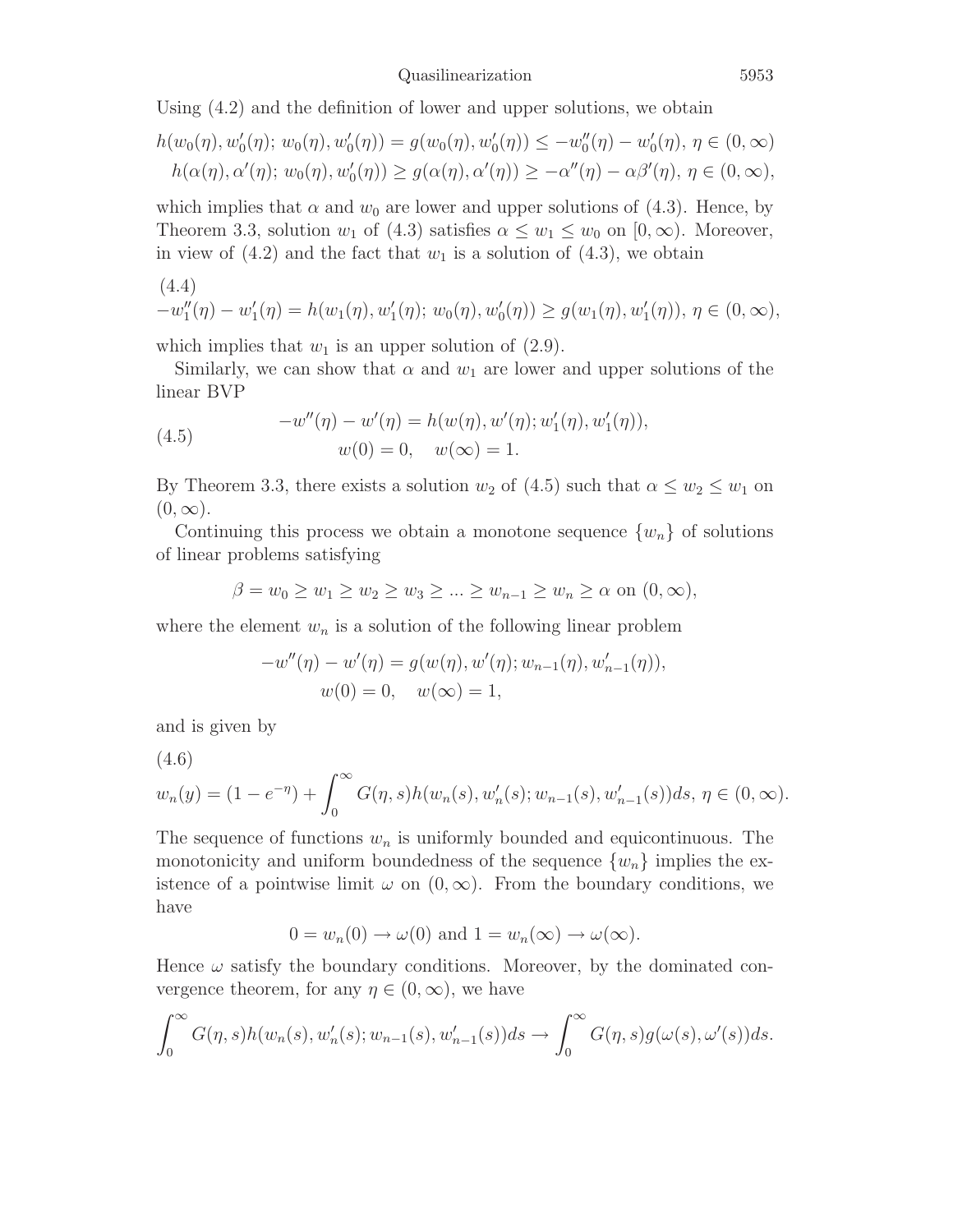Using (4.2) and the definition of lower and upper solutions, we obtain

$$h(w_0(\eta), w_0'(\eta);\, w_0(\eta), w_0'(\eta)) = g(w_0(\eta), w_0'(\eta)) \leq -w_0''(\eta) - w_0'(\eta),\ \eta \in (0,\infty)$$
$$h(\alpha(\eta), \alpha'(\eta);\, w_0(\eta), w_0'(\eta)) \geq g(\alpha(\eta), \alpha'(\eta)) \geq -\alpha''(\eta) - \alpha\beta'(\eta),\ \eta \in (0,\infty),$$

which implies that $\alpha$ and $w_0$ are lower and upper solutions of (4.3). Hence, by Theorem 3.3, solution $w_1$ of (4.3) satisfies $\alpha \leq w_1 \leq w_0$ on $[0,\infty)$. Moreover, in view of (4.2) and the fact that $w_1$ is a solution of (4.3), we obtain

(4.4)
$$-w_1''(\eta) - w_1'(\eta) = h(w_1(\eta), w_1'(\eta);\, w_0(\eta), w_0'(\eta)) \geq g(w_1(\eta), w_1'(\eta)),\ \eta \in (0,\infty),$$

which implies that $w_1$ is an upper solution of (2.9).

Similarly, we can show that $\alpha$ and $w_1$ are lower and upper solutions of the linear BVP

$$\tag{4.5} \begin{aligned} -w''(\eta) - w'(\eta) &= h(w(\eta), w'(\eta); w_1'(\eta), w_1'(\eta)),\\ w(0) = 0, &\quad w(\infty) = 1. \end{aligned}$$

By Theorem 3.3, there exists a solution $w_2$ of (4.5) such that $\alpha \leq w_2 \leq w_1$ on $(0,\infty)$.

Continuing this process we obtain a monotone sequence $\{w_n\}$ of solutions of linear problems satisfying

$$\beta = w_0 \geq w_1 \geq w_2 \geq w_3 \geq ... \geq w_{n-1} \geq w_n \geq \alpha \text{ on } (0,\infty),$$

where the element $w_n$ is a solution of the following linear problem

$$\begin{aligned} -w''(\eta) - w'(\eta) &= g(w(\eta), w'(\eta); w_{n-1}(\eta), w_{n-1}'(\eta)),\\ w(0) = 0, &\quad w(\infty) = 1, \end{aligned}$$

and is given by

(4.6)
$$w_n(y) = (1 - e^{-\eta}) + \int_0^\infty G(\eta, s) h(w_n(s), w_n'(s); w_{n-1}(s), w_{n-1}'(s))ds,\ \eta \in (0,\infty).$$

The sequence of functions $w_n$ is uniformly bounded and equicontinuous. The monotonicity and uniform boundedness of the sequence $\{w_n\}$ implies the existence of a pointwise limit $\omega$ on $(0,\infty)$. From the boundary conditions, we have

$$0 = w_n(0) \to \omega(0) \text{ and } 1 = w_n(\infty) \to \omega(\infty).$$

Hence $\omega$ satisfy the boundary conditions. Moreover, by the dominated convergence theorem, for any $\eta \in (0,\infty)$, we have

$$\int_0^\infty G(\eta, s) h(w_n(s), w_n'(s); w_{n-1}(s), w_{n-1}'(s))ds \to \int_0^\infty G(\eta, s) g(\omega(s), \omega'(s))ds.$$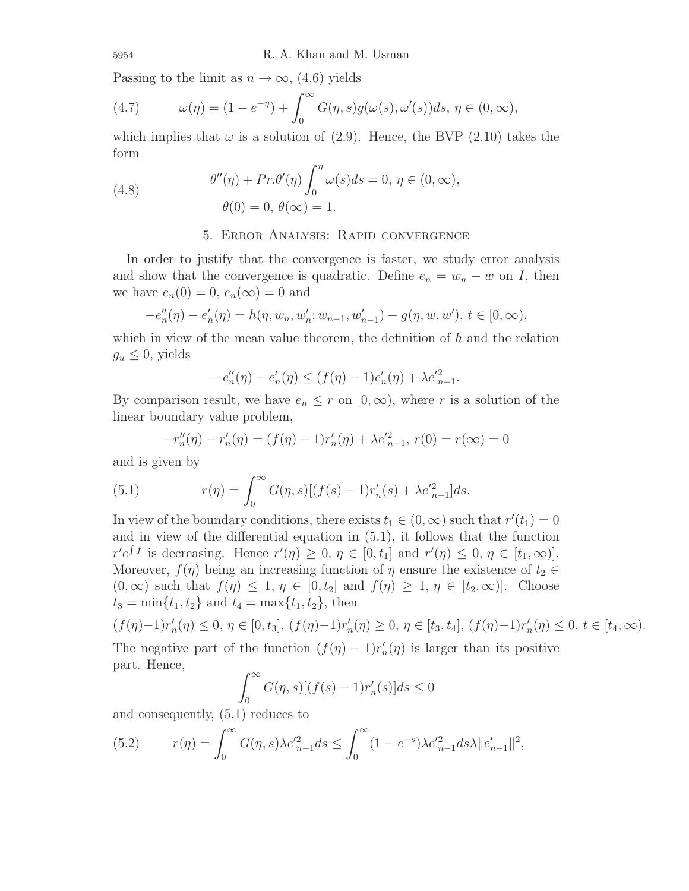Passing to the limit as $n \to \infty$, (4.6) yields

$$\omega(\eta) = (1 - e^{-\eta}) + \int_0^\infty G(\eta, s) g(\omega(s), \omega'(s)) ds, \ \eta \in (0, \infty), \tag{4.7}$$

which implies that $\omega$ is a solution of (2.9). Hence, the BVP (2.10) takes the form

$$\begin{aligned} &\theta''(\eta) + Pr.\theta'(\eta) \int_0^\eta \omega(s) ds = 0, \ \eta \in (0, \infty), \\ &\theta(0) = 0, \ \theta(\infty) = 1. \end{aligned} \tag{4.8}$$

## 5. Error Analysis: Rapid convergence

In order to justify that the convergence is faster, we study error analysis and show that the convergence is quadratic. Define $e_n = w_n - w$ on $I$, then we have $e_n(0) = 0$, $e_n(\infty) = 0$ and

$$-e_n''(\eta) - e_n'(\eta) = h(\eta, w_n, w_n'; w_{n-1}, w_{n-1}') - g(\eta, w, w'), \ t \in [0, \infty),$$

which in view of the mean value theorem, the definition of $h$ and the relation $g_u \leq 0$, yields

$$-e_n''(\eta) - e_n'(\eta) \leq (f(\eta) - 1) e_n'(\eta) + \lambda e'^2_{n-1}.$$

By comparison result, we have $e_n \leq r$ on $[0, \infty)$, where $r$ is a solution of the linear boundary value problem,

$$-r_n''(\eta) - r_n'(\eta) = (f(\eta) - 1) r_n'(\eta) + \lambda e'^2_{n-1}, \ r(0) = r(\infty) = 0$$

and is given by

$$r(\eta) = \int_0^\infty G(\eta, s)[(f(s) - 1) r_n'(s) + \lambda e'^2_{n-1}] ds. \tag{5.1}$$

In view of the boundary conditions, there exists $t_1 \in (0, \infty)$ such that $r'(t_1) = 0$ and in view of the differential equation in (5.1), it follows that the function $r' e^{\int f}$ is decreasing. Hence $r'(\eta) \geq 0$, $\eta \in [0, t_1]$ and $r'(\eta) \leq 0$, $\eta \in [t_1, \infty)]$. Moreover, $f(\eta)$ being an increasing function of $\eta$ ensure the existence of $t_2 \in (0, \infty)$ such that $f(\eta) \leq 1$, $\eta \in [0, t_2]$ and $f(\eta) \geq 1$, $\eta \in [t_2, \infty)]$. Choose $t_3 = \min\{t_1, t_2\}$ and $t_4 = \max\{t_1, t_2\}$, then

$$(f(\eta) - 1) r_n'(\eta) \leq 0, \ \eta \in [0, t_3], \ (f(\eta) - 1) r_n'(\eta) \geq 0, \ \eta \in [t_3, t_4], \ (f(\eta) - 1) r_n'(\eta) \leq 0, \ t \in [t_4, \infty).$$

The negative part of the function $(f(\eta) - 1) r_n'(\eta)$ is larger than its positive part. Hence,

$$\int_0^\infty G(\eta, s)[(f(s) - 1) r_n'(s)] ds \leq 0$$

and consequently, (5.1) reduces to

$$r(\eta) = \int_0^\infty G(\eta, s) \lambda e'^2_{n-1} ds \leq \int_0^\infty (1 - e^{-s}) \lambda e'^2_{n-1} ds \lambda \|e_{n-1}'\|^2, \tag{5.2}$$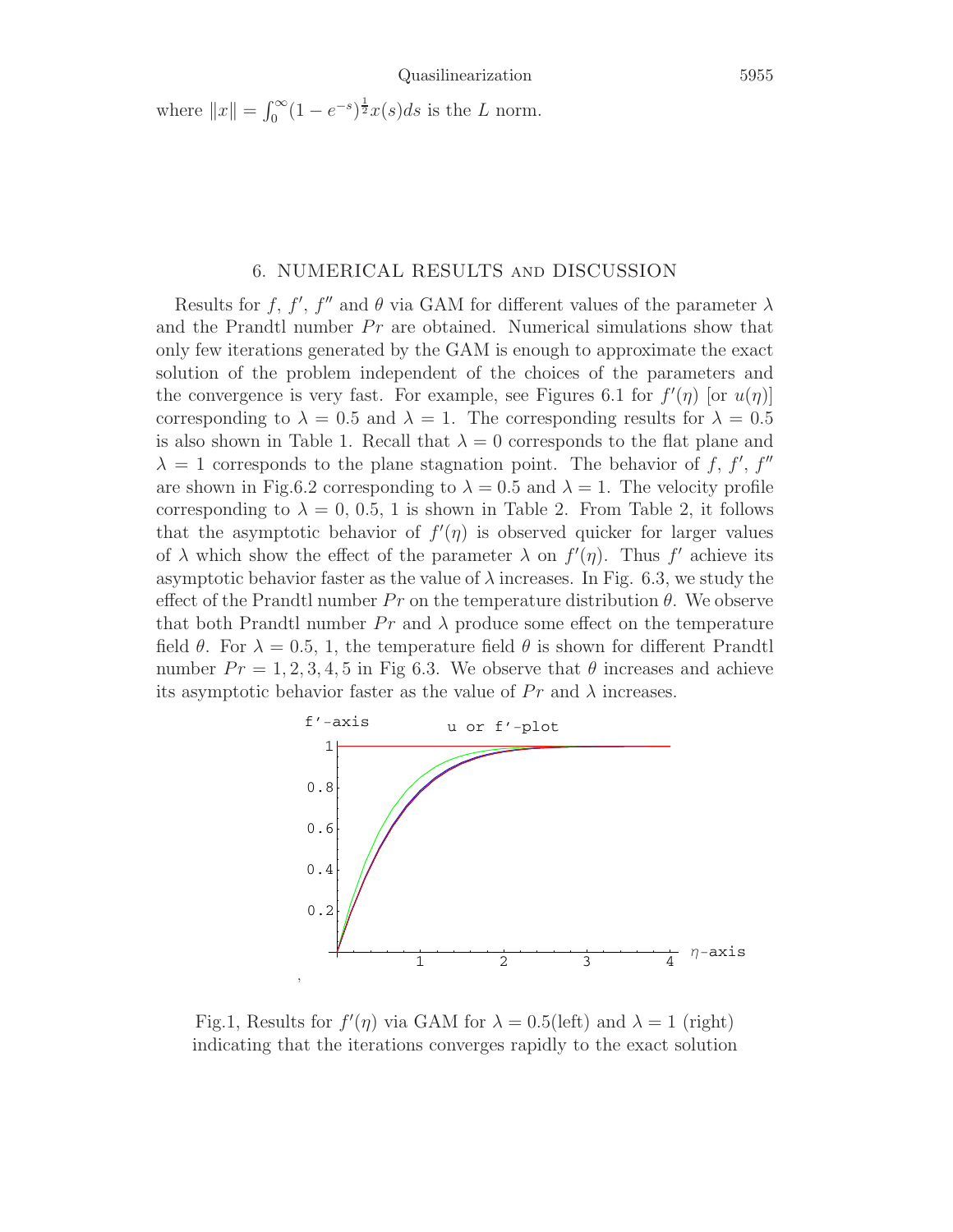where $\|x\| = \int_0^\infty (1-e^{-s})^{\frac{1}{2}} x(s)ds$ is the $L$ norm.

## 6. NUMERICAL RESULTS and DISCUSSION

Results for $f$, $f'$, $f''$ and $\theta$ via GAM for different values of the parameter $\lambda$ and the Prandtl number $Pr$ are obtained. Numerical simulations show that only few iterations generated by the GAM is enough to approximate the exact solution of the problem independent of the choices of the parameters and the convergence is very fast. For example, see Figures 6.1 for $f'(\eta)$ [or $u(\eta)$] corresponding to $\lambda = 0.5$ and $\lambda = 1$. The corresponding results for $\lambda = 0.5$ is also shown in Table 1. Recall that $\lambda = 0$ corresponds to the flat plane and $\lambda = 1$ corresponds to the plane stagnation point. The behavior of $f$, $f'$, $f''$ are shown in Fig.6.2 corresponding to $\lambda = 0.5$ and $\lambda = 1$. The velocity profile corresponding to $\lambda = 0$, $0.5$, $1$ is shown in Table 2. From Table 2, it follows that the asymptotic behavior of $f'(\eta)$ is observed quicker for larger values of $\lambda$ which show the effect of the parameter $\lambda$ on $f'(\eta)$. Thus $f'$ achieve its asymptotic behavior faster as the value of $\lambda$ increases. In Fig. 6.3, we study the effect of the Prandtl number $Pr$ on the temperature distribution $\theta$. We observe that both Prandtl number $Pr$ and $\lambda$ produce some effect on the temperature field $\theta$. For $\lambda = 0.5$, 1, the temperature field $\theta$ is shown for different Prandtl number $Pr = 1, 2, 3, 4, 5$ in Fig 6.3. We observe that $\theta$ increases and achieve its asymptotic behavior faster as the value of $Pr$ and $\lambda$ increases.

Fig.1, Results for $f'(\eta)$ via GAM for $\lambda = 0.5$(left) and $\lambda = 1$ (right) indicating that the iterations converges rapidly to the exact solution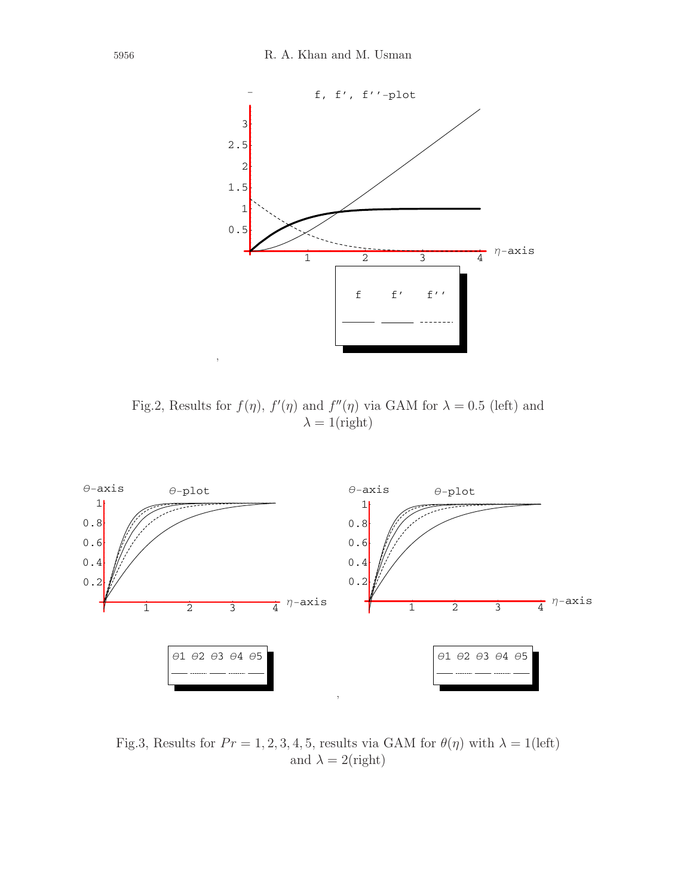Fig.2, Results for $f(\eta)$, $f'(\eta)$ and $f''(\eta)$ via GAM for $\lambda = 0.5$ (left) and $\lambda = 1$(right)

Fig.3, Results for $Pr = 1, 2, 3, 4, 5$, results via GAM for $\theta(\eta)$ with $\lambda = 1$(left) and $\lambda = 2$(right)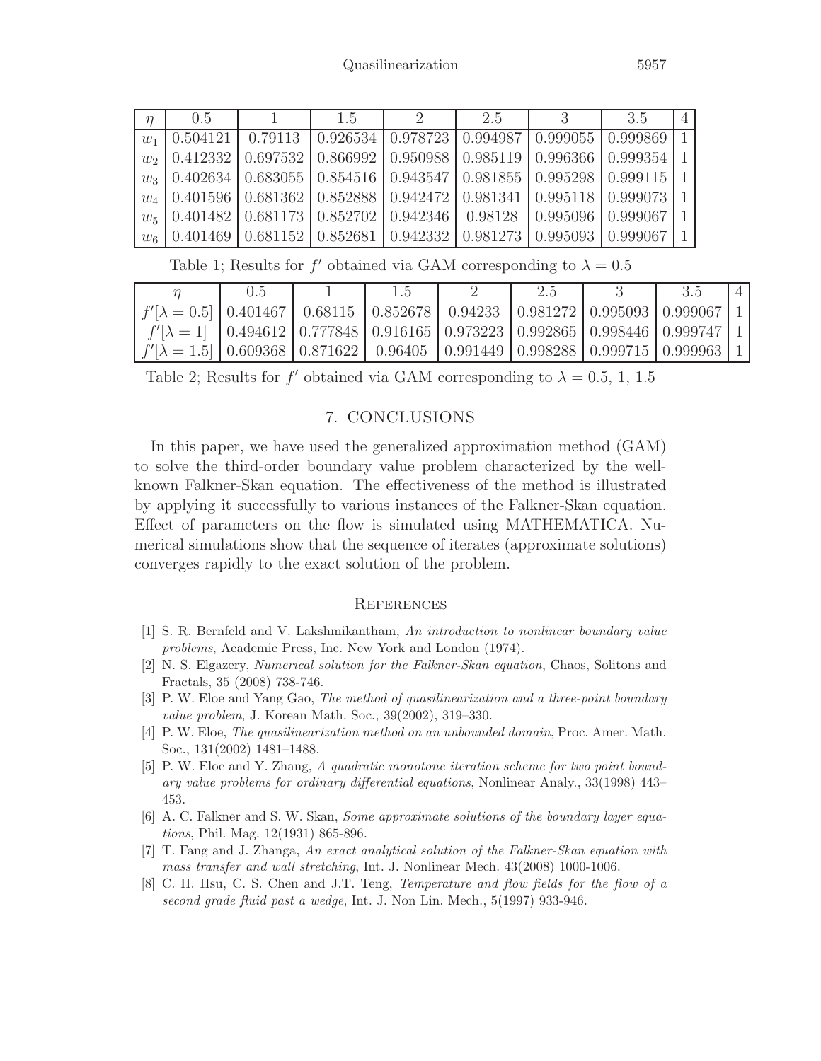| $\eta$ | 0.5 | 1 | 1.5 | 2 | 2.5 | 3 | 3.5 | 4 |
|---|---|---|---|---|---|---|---|---|
| $w_1$ | 0.504121 | 0.79113 | 0.926534 | 0.978723 | 0.994987 | 0.999055 | 0.999869 | 1 |
| $w_2$ | 0.412332 | 0.697532 | 0.866992 | 0.950988 | 0.985119 | 0.996366 | 0.999354 | 1 |
| $w_3$ | 0.402634 | 0.683055 | 0.854516 | 0.943547 | 0.981855 | 0.995298 | 0.999115 | 1 |
| $w_4$ | 0.401596 | 0.681362 | 0.852888 | 0.942472 | 0.981341 | 0.995118 | 0.999073 | 1 |
| $w_5$ | 0.401482 | 0.681173 | 0.852702 | 0.942346 | 0.98128 | 0.995096 | 0.999067 | 1 |
| $w_6$ | 0.401469 | 0.681152 | 0.852681 | 0.942332 | 0.981273 | 0.995093 | 0.999067 | 1 |

Table 1; Results for $f'$ obtained via GAM corresponding to $\lambda = 0.5$

| $\eta$ | 0.5 | 1 | 1.5 | 2 | 2.5 | 3 | 3.5 | 4 |
|---|---|---|---|---|---|---|---|---|
| $f'[\lambda = 0.5]$ | 0.401467 | 0.68115 | 0.852678 | 0.94233 | 0.981272 | 0.995093 | 0.999067 | 1 |
| $f'[\lambda = 1]$ | 0.494612 | 0.777848 | 0.916165 | 0.973223 | 0.992865 | 0.998446 | 0.999747 | 1 |
| $f'[\lambda = 1.5]$ | 0.609368 | 0.871622 | 0.96405 | 0.991449 | 0.998288 | 0.999715 | 0.999963 | 1 |

Table 2; Results for $f'$ obtained via GAM corresponding to $\lambda = 0.5$, 1, 1.5

## 7. CONCLUSIONS

In this paper, we have used the generalized approximation method (GAM) to solve the third-order boundary value problem characterized by the well-known Falkner-Skan equation. The effectiveness of the method is illustrated by applying it successfully to various instances of the Falkner-Skan equation. Effect of parameters on the flow is simulated using MATHEMATICA. Numerical simulations show that the sequence of iterates (approximate solutions) converges rapidly to the exact solution of the problem.

## References

[1] S. R. Bernfeld and V. Lakshmikantham, *An introduction to nonlinear boundary value problems*, Academic Press, Inc. New York and London (1974).

[2] N. S. Elgazery, *Numerical solution for the Falkner-Skan equation*, Chaos, Solitons and Fractals, 35 (2008) 738-746.

[3] P. W. Eloe and Yang Gao, *The method of quasilinearization and a three-point boundary value problem*, J. Korean Math. Soc., 39(2002), 319–330.

[4] P. W. Eloe, *The quasilinearization method on an unbounded domain*, Proc. Amer. Math. Soc., 131(2002) 1481–1488.

[5] P. W. Eloe and Y. Zhang, *A quadratic monotone iteration scheme for two point boundary value problems for ordinary differential equations*, Nonlinear Analy., 33(1998) 443–453.

[6] A. C. Falkner and S. W. Skan, *Some approximate solutions of the boundary layer equations*, Phil. Mag. 12(1931) 865-896.

[7] T. Fang and J. Zhanga, *An exact analytical solution of the Falkner-Skan equation with mass transfer and wall stretching*, Int. J. Nonlinear Mech. 43(2008) 1000-1006.

[8] C. H. Hsu, C. S. Chen and J.T. Teng, *Temperature and flow fields for the flow of a second grade fluid past a wedge*, Int. J. Non Lin. Mech., 5(1997) 933-946.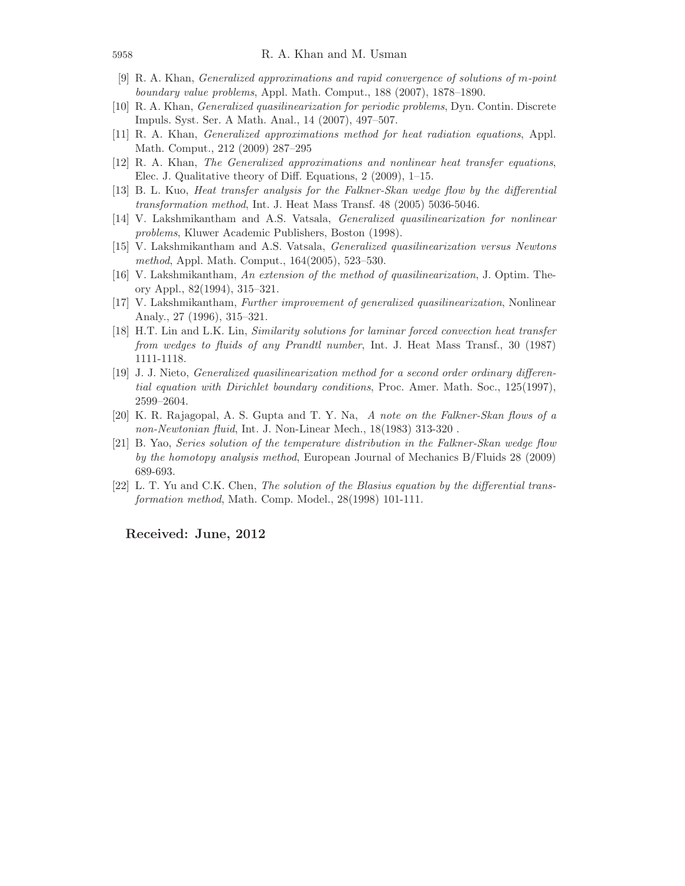[9] R. A. Khan, *Generalized approximations and rapid convergence of solutions of m-point boundary value problems*, Appl. Math. Comput., 188 (2007), 1878–1890.

[10] R. A. Khan, *Generalized quasilinearization for periodic problems*, Dyn. Contin. Discrete Impuls. Syst. Ser. A Math. Anal., 14 (2007), 497–507.

[11] R. A. Khan, *Generalized approximations method for heat radiation equations*, Appl. Math. Comput., 212 (2009) 287–295

[12] R. A. Khan, *The Generalized approximations and nonlinear heat transfer equations*, Elec. J. Qualitative theory of Diff. Equations, 2 (2009), 1–15.

[13] B. L. Kuo, *Heat transfer analysis for the Falkner-Skan wedge flow by the differential transformation method*, Int. J. Heat Mass Transf. 48 (2005) 5036-5046.

[14] V. Lakshmikantham and A.S. Vatsala, *Generalized quasilinearization for nonlinear problems*, Kluwer Academic Publishers, Boston (1998).

[15] V. Lakshmikantham and A.S. Vatsala, *Generalized quasilinearization versus Newtons method*, Appl. Math. Comput., 164(2005), 523–530.

[16] V. Lakshmikantham, *An extension of the method of quasilinearization*, J. Optim. Theory Appl., 82(1994), 315–321.

[17] V. Lakshmikantham, *Further improvement of generalized quasilinearization*, Nonlinear Analy., 27 (1996), 315–321.

[18] H.T. Lin and L.K. Lin, *Similarity solutions for laminar forced convection heat transfer from wedges to fluids of any Prandtl number*, Int. J. Heat Mass Transf., 30 (1987) 1111-1118.

[19] J. J. Nieto, *Generalized quasilinearization method for a second order ordinary differential equation with Dirichlet boundary conditions*, Proc. Amer. Math. Soc., 125(1997), 2599–2604.

[20] K. R. Rajagopal, A. S. Gupta and T. Y. Na, *A note on the Falkner-Skan flows of a non-Newtonian fluid*, Int. J. Non-Linear Mech., 18(1983) 313-320 .

[21] B. Yao, *Series solution of the temperature distribution in the Falkner-Skan wedge flow by the homotopy analysis method*, European Journal of Mechanics B/Fluids 28 (2009) 689-693.

[22] L. T. Yu and C.K. Chen, *The solution of the Blasius equation by the differential transformation method*, Math. Comp. Model., 28(1998) 101-111.

**Received: June, 2012**